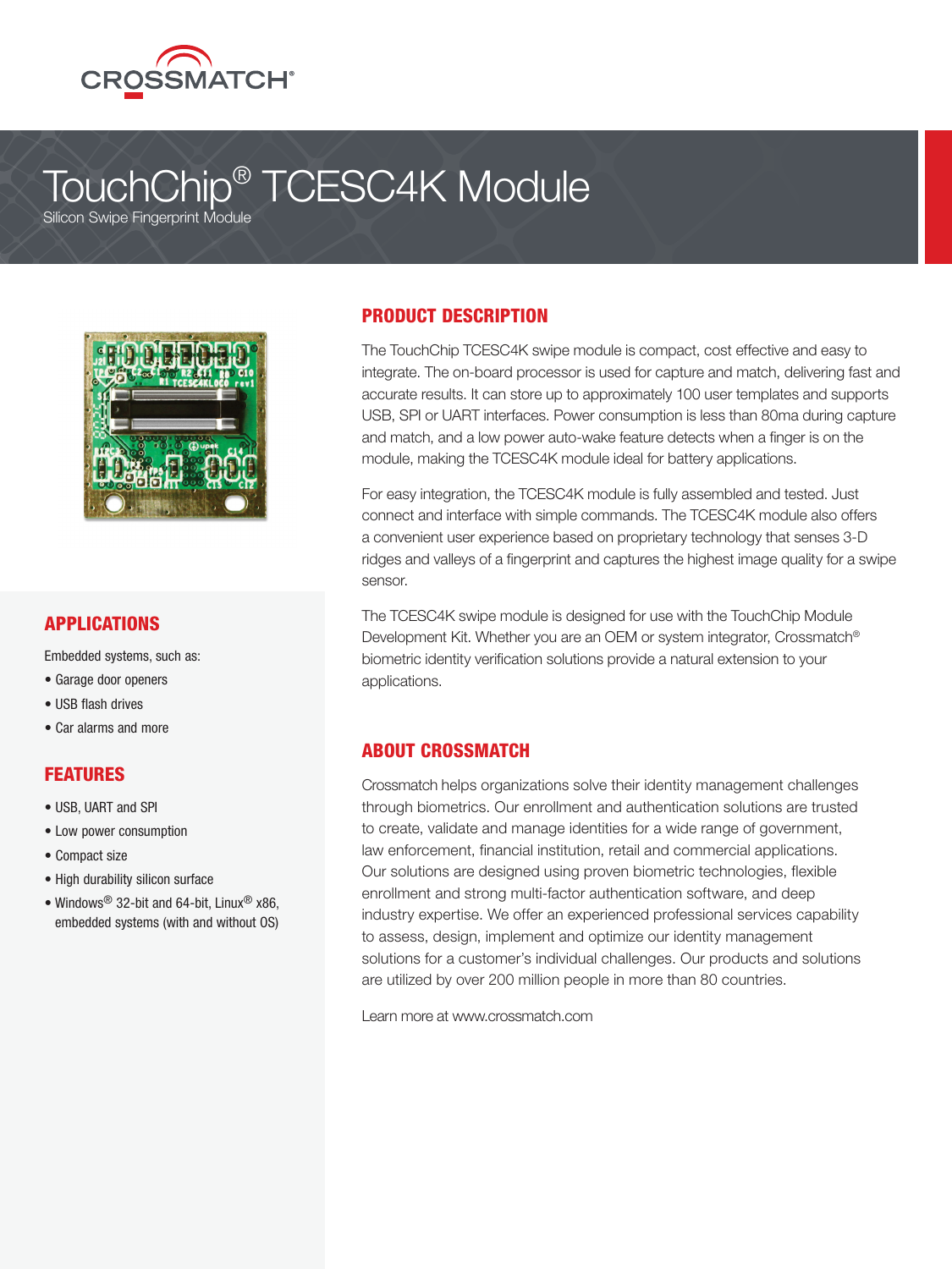# TouchChip® TCESC4K Module

Silicon Swipe Fingerprint Module

## PRODUCT DESCRIPTION

The TouchChip TCESC4K swipe module is compact, cost effective and easy to integrate. The on-board processor is used for capture and match, delivering fast and accurate results. It can store up to approximately 100 user templates and supports USB, SPI or UART interfaces. Power consumption is less than 80ma during capture and match, and a low power auto-wake feature detects when a finger is on the module, making the TCESC4K module ideal for battery applications.

For easy integration, the TCESC4K module is fully assembled and tested. Just connect and interface with simple commands. The TCESC4K module also offers a convenient user experience based on proprietary technology that senses 3-D ridges and valleys of a fingerprint and captures the highest image quality for a swipe sensor.

The TCESC4K swipe module is designed for use with the TouchChip Module Development Kit. Whether you are an OEM or system integrator, Crossmatch® biometric identity verification solutions provide a natural extension to your applications.

## APPLICATIONS

Embedded systems, such as:

- Garage door openers
- USB flash drives
- Car alarms and more

## FEATURES

- USB, UART and SPI
- Low power consumption
- Compact size
- High durability silicon surface
- Windows® 32-bit and 64-bit, Linux® x86, embedded systems (with and without OS)

## ABOUT CROSSMATCH

Crossmatch helps organizations solve their identity management challenges through biometrics. Our enrollment and authentication solutions are trusted to create, validate and manage identities for a wide range of government, law enforcement, financial institution, retail and commercial applications. Our solutions are designed using proven biometric technologies, flexible enrollment and strong multi-factor authentication software, and deep industry expertise. We offer an experienced professional services capability to assess, design, implement and optimize our identity management solutions for a customer's individual challenges. Our products and solutions are utilized by over 200 million people in more than 80 countries.

Learn more at www.crossmatch.com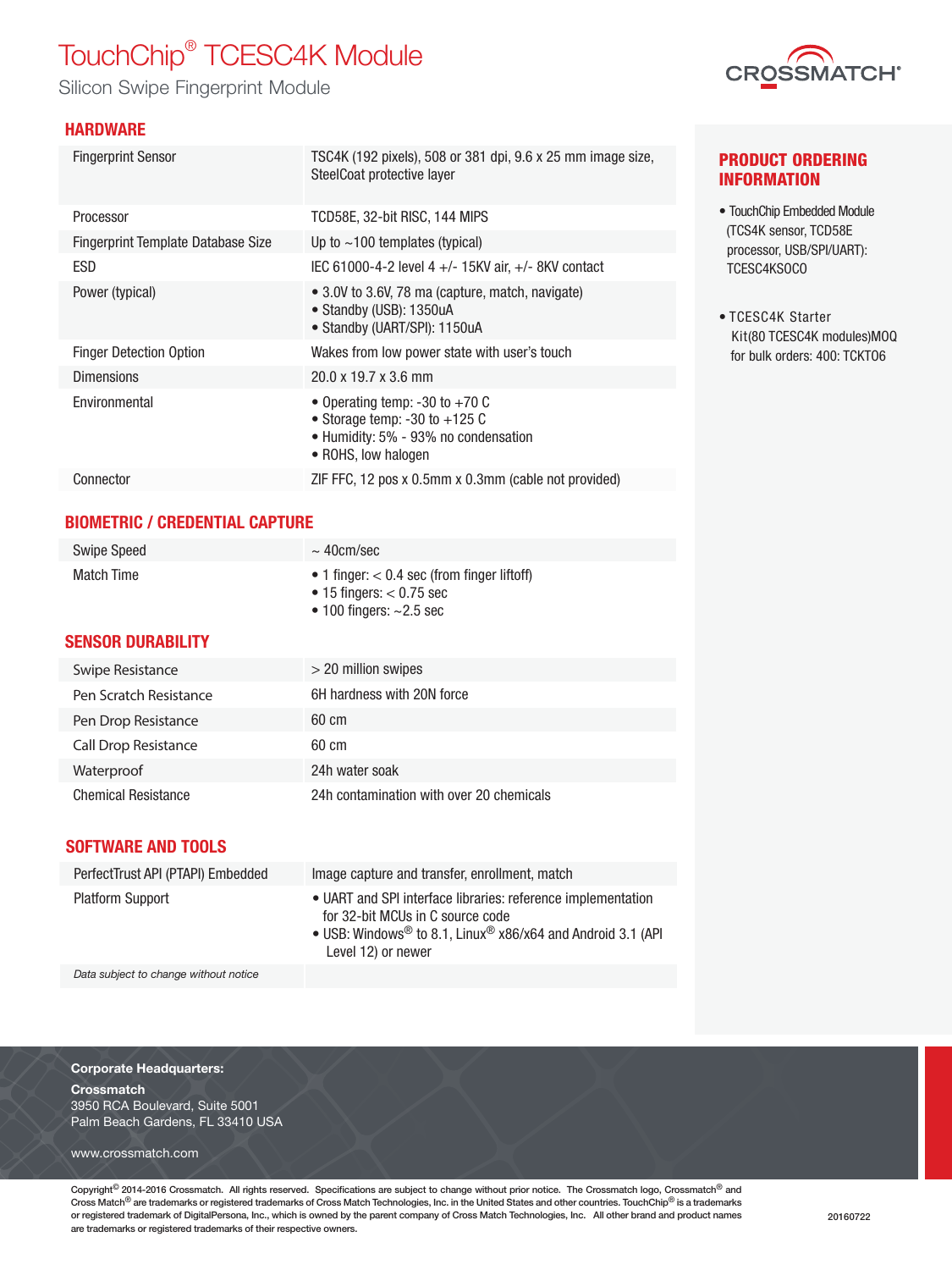# TouchChip® TCESC4K Module

Silicon Swipe Fingerprint Module

CROSSMATCH®

## HARDWARE

| | |
|---|---|
| Fingerprint Sensor | TSC4K (192 pixels), 508 or 381 dpi, 9.6 x 25 mm image size, SteelCoat protective layer |
| Processor | TCD58E, 32-bit RISC, 144 MIPS |
| Fingerprint Template Database Size | Up to ~100 templates (typical) |
| ESD | IEC 61000-4-2 level 4 +/- 15KV air, +/- 8KV contact |
| Power (typical) | • 3.0V to 3.6V, 78 ma (capture, match, navigate)<br>• Standby (USB): 1350uA<br>• Standby (UART/SPI): 1150uA |
| Finger Detection Option | Wakes from low power state with user's touch |
| Dimensions | 20.0 x 19.7 x 3.6 mm |
| Environmental | • Operating temp: -30 to +70 C<br>• Storage temp: -30 to +125 C<br>• Humidity: 5% - 93% no condensation<br>• ROHS, low halogen |
| Connector | ZIF FFC, 12 pos x 0.5mm x 0.3mm (cable not provided) |

## BIOMETRIC / CREDENTIAL CAPTURE

| | |
|---|---|
| Swipe Speed | ~ 40cm/sec |
| Match Time | • 1 finger: < 0.4 sec (from finger liftoff)<br>• 15 fingers: < 0.75 sec<br>• 100 fingers: ~2.5 sec |

## SENSOR DURABILITY

| | |
|---|---|
| Swipe Resistance | > 20 million swipes |
| Pen Scratch Resistance | 6H hardness with 20N force |
| Pen Drop Resistance | 60 cm |
| Call Drop Resistance | 60 cm |
| Waterproof | 24h water soak |
| Chemical Resistance | 24h contamination with over 20 chemicals |

## SOFTWARE AND TOOLS

| | |
|---|---|
| PerfectTrust API (PTAPI) Embedded | Image capture and transfer, enrollment, match |
| Platform Support | • UART and SPI interface libraries: reference implementation for 32-bit MCUs in C source code<br>• USB: Windows® to 8.1, Linux® x86/x64 and Android 3.1 (API Level 12) or newer |
| *Data subject to change without notice* | |

## PRODUCT ORDERING INFORMATION

- TouchChip Embedded Module (TCS4K sensor, TCD58E processor, USB/SPI/UART): TCESC4KSOCO
- TCESC4K Starter Kit(80 TCESC4K modules)MOQ for bulk orders: 400: TCKTO6

**Corporate Headquarters:**

**Crossmatch**
3950 RCA Boulevard, Suite 5001
Palm Beach Gardens, FL 33410 USA

www.crossmatch.com

Copyright© 2014-2016 Crossmatch. All rights reserved. Specifications are subject to change without prior notice. The Crossmatch logo, Crossmatch® and Cross Match® are trademarks or registered trademarks of Cross Match Technologies, Inc. in the United States and other countries. TouchChip® is a trademarks or registered trademark of DigitalPersona, Inc., which is owned by the parent company of Cross Match Technologies, Inc. All other brand and product names are trademarks or registered trademarks of their respective owners.

20160722